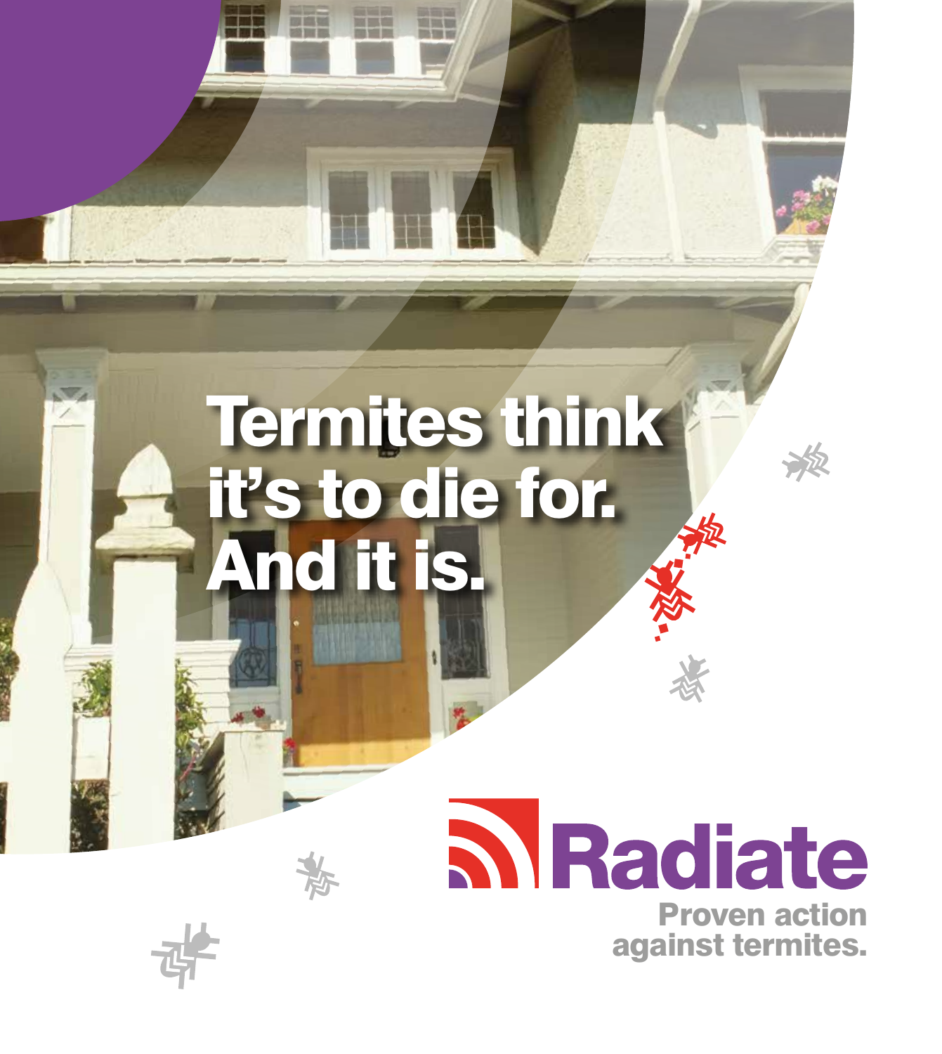# Termites think it's to die for. And it is.

**Radiate**

Proven action against termites.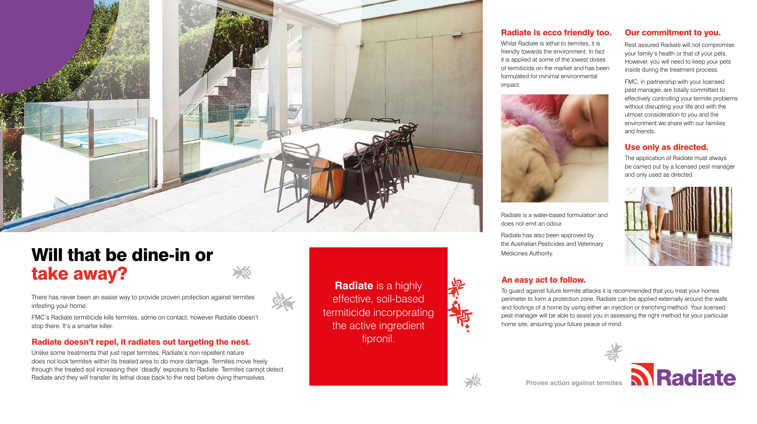# Will that be dine-in or take away?

There has never been an easier way to provide proven protection against termites infesting your home.

FMC's Radiate termiticide kills termites, some on contact, however Radiate doesn't stop there. It's a smarter killer.

## Radiate doesn't repel, it radiates out targeting the nest.

Unlike some treatments that just repel termites, Radiate's non repellent nature does not lock termites within its treated area to do more damage. Termites move freely through the treated soil increasing their 'deadly' exposure to Radiate. Termites cannot detect Radiate and they will transfer its lethal dose back to the nest before dying themselves.

**Radiate** is a highly effective, soil-based termiticide incorporating the active ingredient fipronil.

## Radiate is ecco friendly too.

Whilst Radiate is lethal to termites, it is friendly towards the environment. In fact it is applied at some of the lowest doses of termiticide on the market and has been formulated for minimal environmental impact.

Radiate is a water-based formulation and does not emit an odour.

Radiate has also been approved by the Australian Pesticides and Veterinary Medicines Authority.

## Our commitment to you.

Rest assured Radiate will not compromise your family's health or that of your pets. However, you will need to keep your pets inside during the treatment process.

FMC, in partnership with your licensed pest manager, are totally committed to effectively controlling your termite problems without disrupting your life and with the utmost consideration to you and the environment we share with our families and friends.

## Use only as directed.

The application of Radiate must always be carried out by a licensed pest manager and only used as directed.

## An easy act to follow.

To guard against future termite attacks it is recommended that you treat your homes perimeter to form a protection zone. Radiate can be applied externally around the walls and footings of a home by using either an injection or trenching method. Your licensed pest manager will be able to assist you in assessing the right method for your particular home site, ensuring your future peace of mind.

**Proven action against termites** Radiate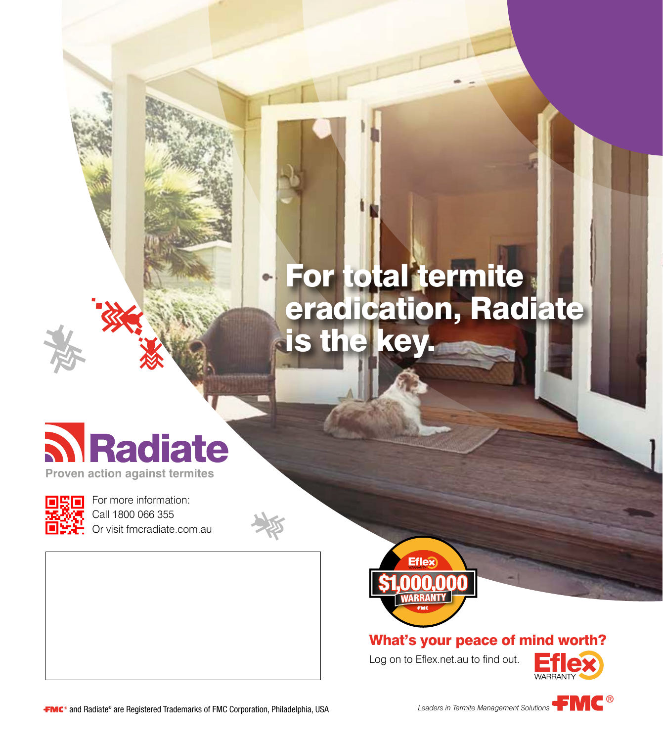# For total termite eradication, Radiate is the key.

**Radiate**

**Proven action against termites**

For more information:
Call 1800 066 355
Or visit fmcradiate.com.au

Eflex WARRANTY $1,000,000 WARRANTY FMC

**What's your peace of mind worth?**

Log on to Eflex.net.au to find out.

Eflex WARRANTY

FMC® and Radiate® are Registered Trademarks of FMC Corporation, Philadelphia, USA

*Leaders in Termite Management Solutions* FMC®